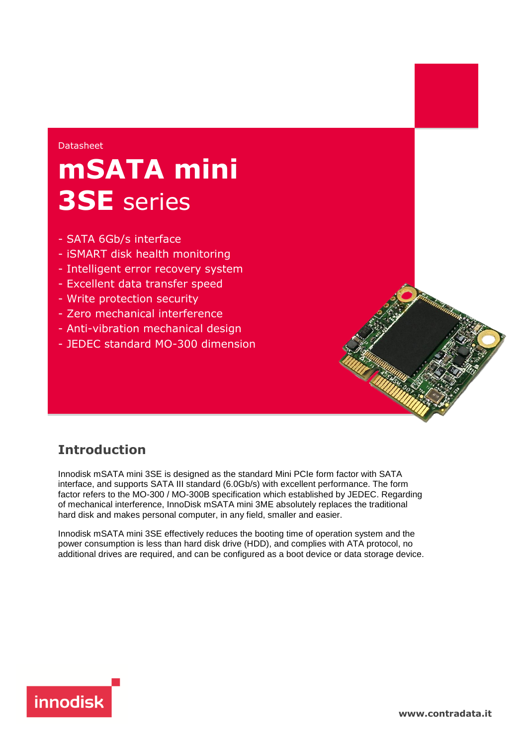Datasheet

# mSATA mini 3SE series

- SATA 6Gb/s interface
- iSMART disk health monitoring
- Intelligent error recovery system
- Excellent data transfer speed
- Write protection security
- Zero mechanical interference
- Anti-vibration mechanical design
- JEDEC standard MO-300 dimension

## Introduction

Innodisk mSATA mini 3SE is designed as the standard Mini PCIe form factor with SATA interface, and supports SATA III standard (6.0Gb/s) with excellent performance. The form factor refers to the MO-300 / MO-300B specification which established by JEDEC. Regarding of mechanical interference, InnoDisk mSATA mini 3ME absolutely replaces the traditional hard disk and makes personal computer, in any field, smaller and easier.

Innodisk mSATA mini 3SE effectively reduces the booting time of operation system and the power consumption is less than hard disk drive (HDD), and complies with ATA protocol, no additional drives are required, and can be configured as a boot device or data storage device.

innodisk

www.contradata.it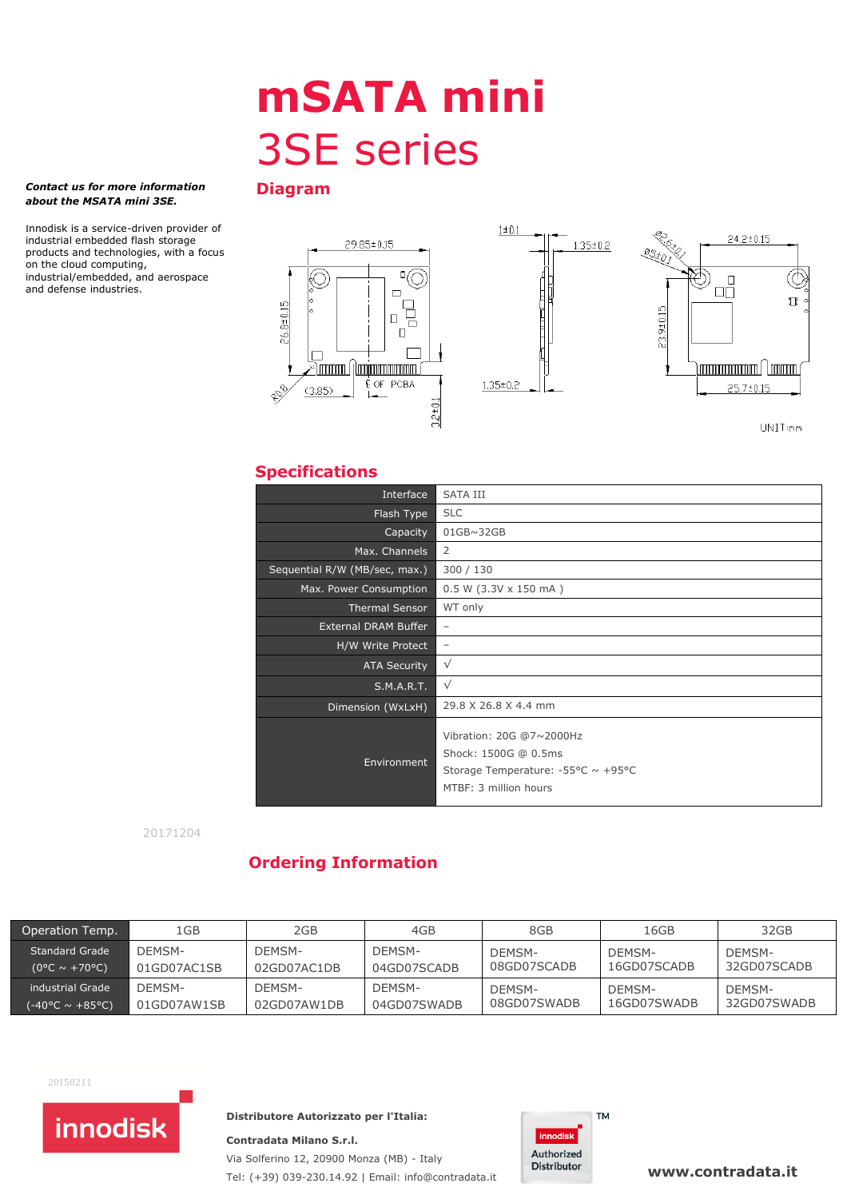# mSATA mini

# 3SE series

***Contact us for more information about the MSATA mini 3SE.***

Innodisk is a service-driven provider of industrial embedded flash storage products and technologies, with a focus on the cloud computing, industrial/embedded, and aerospace and defense industries.

## Diagram

29.85±0.15
26.8±0.15
R0.8
(3.85)
℄ OF PCBA
3.2±0.1
1±0.1
1.35±0.2
1.35±0.2
Ø2.6±0.1
Ø5±0.1
24.2±0.15
23.9±0.15
25.7±0.15
UNIT:mm

## Specifications

| | |
|---|---|
| Interface | SATA III |
| Flash Type | SLC |
| Capacity | 01GB~32GB |
| Max. Channels | 2 |
| Sequential R/W (MB/sec, max.) | 300 / 130 |
| Max. Power Consumption | 0.5 W (3.3V x 150 mA ) |
| Thermal Sensor | WT only |
| External DRAM Buffer | – |
| H/W Write Protect | – |
| ATA Security | √ |
| S.M.A.R.T. | √ |
| Dimension (WxLxH) | 29.8 X 26.8 X 4.4 mm |
| Environment | Vibration: 20G @7~2000Hz<br>Shock: 1500G @ 0.5ms<br>Storage Temperature: -55°C ~ +95°C<br>MTBF: 3 million hours |

20171204

## Ordering Information

| Operation Temp. | 1GB | 2GB | 4GB | 8GB | 16GB | 32GB |
|---|---|---|---|---|---|---|
| Standard Grade (0°C ~ +70°C) | DEMSM-01GD07AC1SB | DEMSM-02GD07AC1DB | DEMSM-04GD07SCADB | DEMSM-08GD07SCADB | DEMSM-16GD07SCADB | DEMSM-32GD07SCADB |
| industrial Grade (-40°C ~ +85°C) | DEMSM-01GD07AW1SB | DEMSM-02GD07AW1DB | DEMSM-04GD07SWADB | DEMSM-08GD07SWADB | DEMSM-16GD07SWADB | DEMSM-32GD07SWADB |

20150211

innodisk

**Distributore Autorizzato per l'Italia:**

**Contradata Milano S.r.l.**

Via Solferino 12, 20900 Monza (MB) - Italy

Tel: (+39) 039-230.14.92 | Email: info@contradata.it

innodisk Authorized Distributor ™

**www.contradata.it**